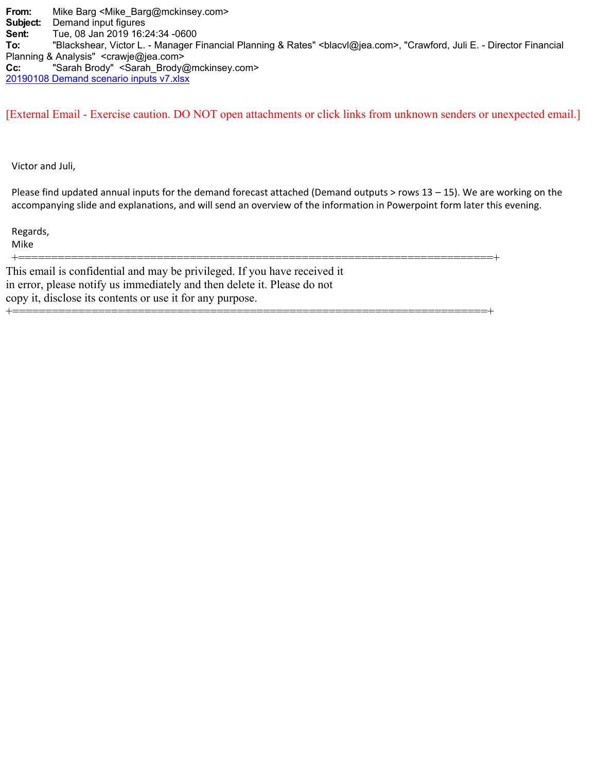**From:** Mike Barg <Mike_Barg@mckinsey.com>
**Subject:** Demand input figures
**Sent:** Tue, 08 Jan 2019 16:24:34 -0600
**To:** "Blackshear, Victor L. - Manager Financial Planning & Rates" <blacvl@jea.com>, "Crawford, Juli E. - Director Financial Planning & Analysis" <crawje@jea.com>
**Cc:** "Sarah Brody" <Sarah_Brody@mckinsey.com>
20190108 Demand scenario inputs v7.xlsx

[External Email - Exercise caution. DO NOT open attachments or click links from unknown senders or unexpected email.]

Victor and Juli,

Please find updated annual inputs for the demand forecast attached (Demand outputs > rows 13 – 15). We are working on the accompanying slide and explanations, and will send an overview of the information in Powerpoint form later this evening.

Regards,
Mike

+========================================================================+

This email is confidential and may be privileged. If you have received it in error, please notify us immediately and then delete it. Please do not copy it, disclose its contents or use it for any purpose.

+========================================================================+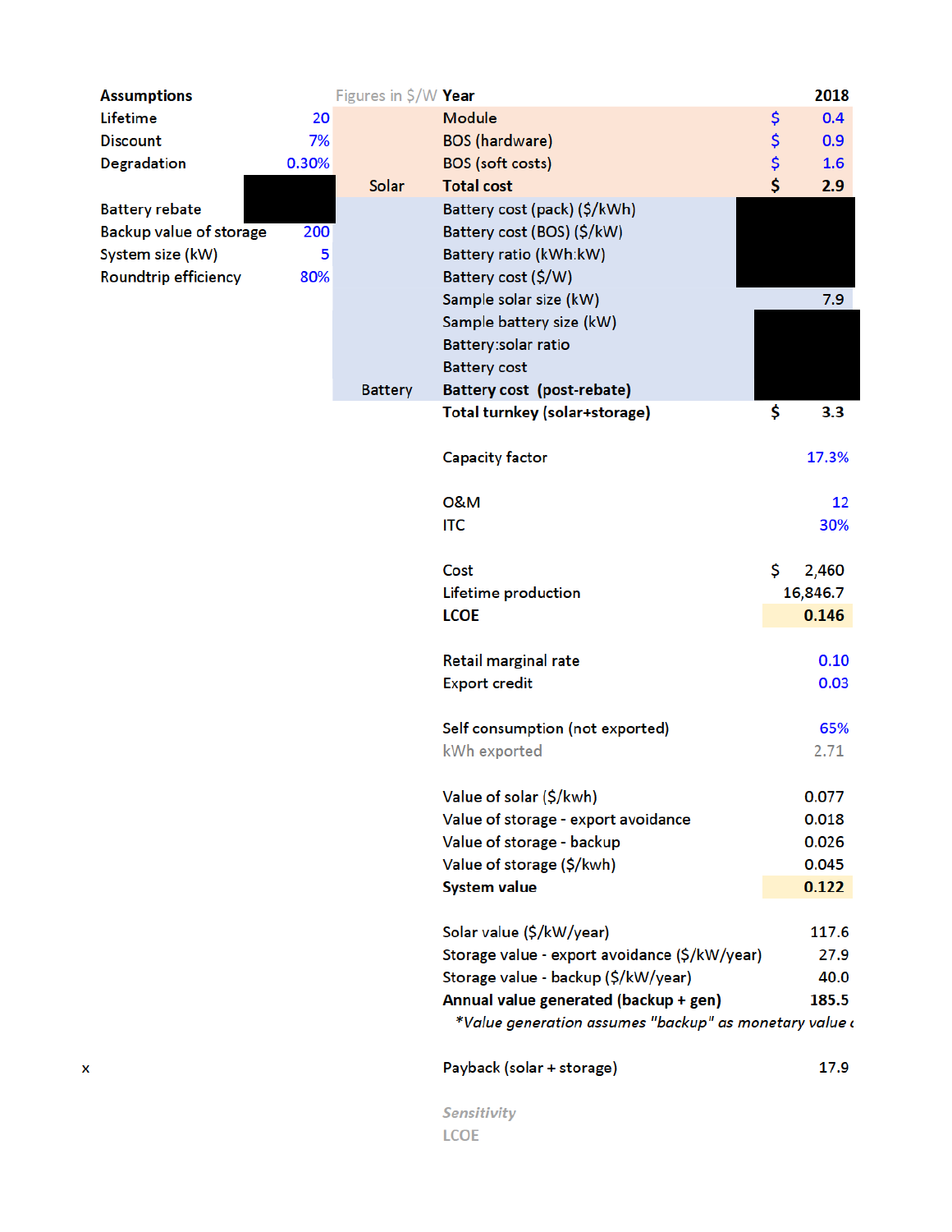| Assumptions | | Figures in $/W | Year | | 2018 |
|---|---|---|---|---|---|
| Lifetime | 20 | | Module | $ | 0.4 |
| Discount | 7% | | BOS (hardware) | $ | 0.9 |
| Degradation | 0.30% | | BOS (soft costs) | $ | 1.6 |
| | | Solar | **Total cost** | $ | **2.9** |
| Battery rebate | | | Battery cost (pack) ($/kWh) | | |
| Backup value of storage | 200 | | Battery cost (BOS) ($/kW) | | |
| System size (kW) | 5 | | Battery ratio (kWh:kW) | | |
| Roundtrip efficiency | 80% | | Battery cost ($/W) | | |
| | | | Sample solar size (kW) | | 7.9 |
| | | | Sample battery size (kW) | | |
| | | | Battery:solar ratio | | |
| | | | Battery cost | | |
| | | Battery | **Battery cost (post-rebate)** | | |
| | | | **Total turnkey (solar+storage)** | $ | 3.3 |
| | | | Capacity factor | | 17.3% |
| | | | O&M | | 12 |
| | | | ITC | | 30% |
| | | | Cost | $ | 2,460 |
| | | | Lifetime production | | 16,846.7 |
| | | | **LCOE** | | **0.146** |
| | | | Retail marginal rate | | 0.10 |
| | | | Export credit | | 0.03 |
| | | | Self consumption (not exported) | | 65% |
| | | | kWh exported | | 2.71 |
| | | | Value of solar ($/kwh) | | 0.077 |
| | | | Value of storage - export avoidance | | 0.018 |
| | | | Value of storage - backup | | 0.026 |
| | | | Value of storage ($/kwh) | | 0.045 |
| | | | **System value** | | **0.122** |
| | | | Solar value ($/kW/year) | | 117.6 |
| | | | Storage value - export avoidance ($/kW/year) | | 27.9 |
| | | | Storage value - backup ($/kW/year) | | 40.0 |
| | | | **Annual value generated (backup + gen)** | | **185.5** |
| | | | *\*Value generation assumes "backup" as monetary value* | | |
| x | | | Payback (solar + storage) | | 17.9 |

*Sensitivity*

LCOE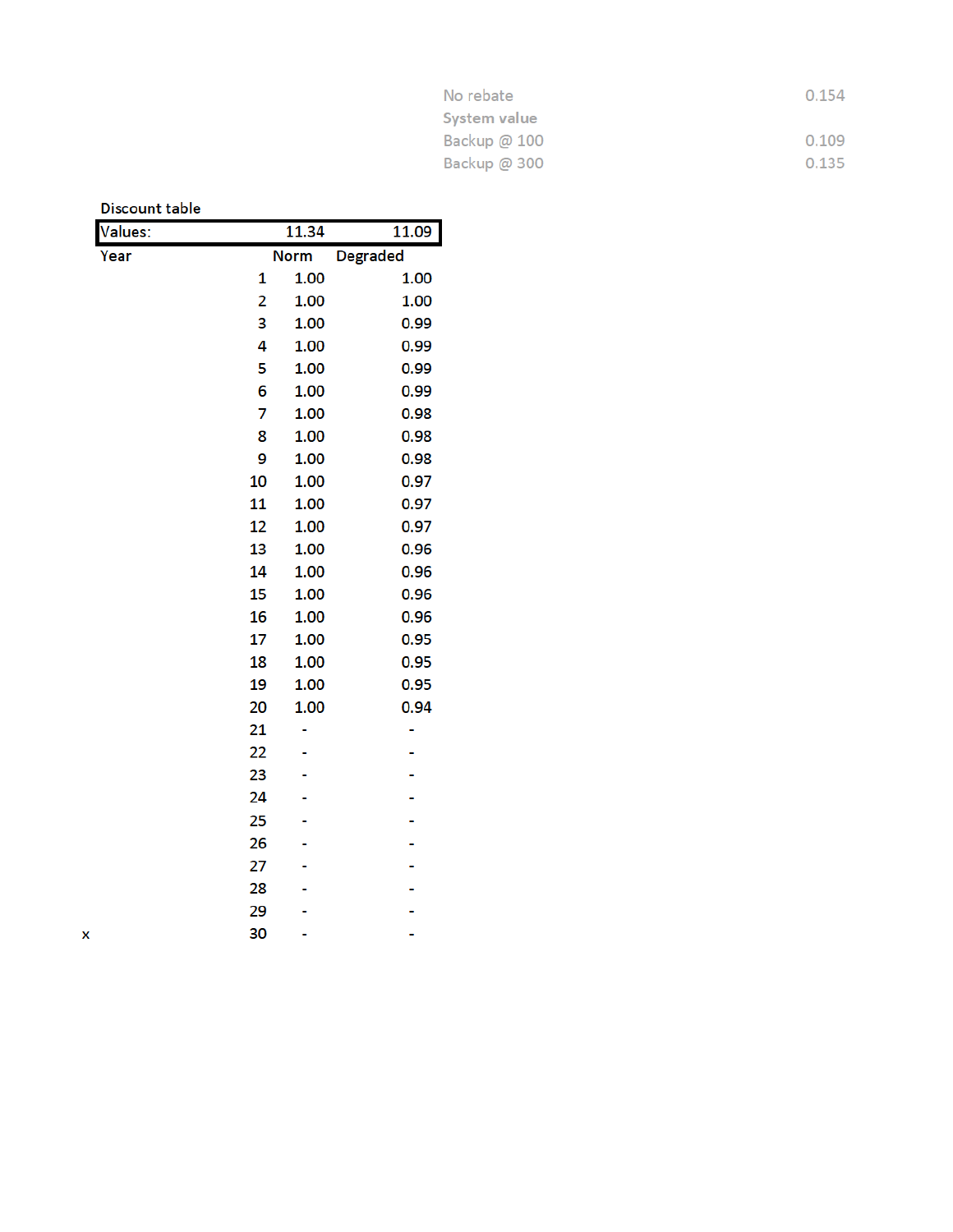| No rebate | 0.154 |
| --- | --- |
| **System value** | |
| Backup @ 100 | 0.109 |
| Backup @ 300 | 0.135 |

Discount table

| Values: | 11.34 | 11.09 |
| --- | --- | --- |
| Year | Norm | Degraded |
| 1 | 1.00 | 1.00 |
| 2 | 1.00 | 1.00 |
| 3 | 1.00 | 0.99 |
| 4 | 1.00 | 0.99 |
| 5 | 1.00 | 0.99 |
| 6 | 1.00 | 0.99 |
| 7 | 1.00 | 0.98 |
| 8 | 1.00 | 0.98 |
| 9 | 1.00 | 0.98 |
| 10 | 1.00 | 0.97 |
| 11 | 1.00 | 0.97 |
| 12 | 1.00 | 0.97 |
| 13 | 1.00 | 0.96 |
| 14 | 1.00 | 0.96 |
| 15 | 1.00 | 0.96 |
| 16 | 1.00 | 0.96 |
| 17 | 1.00 | 0.95 |
| 18 | 1.00 | 0.95 |
| 19 | 1.00 | 0.95 |
| 20 | 1.00 | 0.94 |
| 21 | - | - |
| 22 | - | - |
| 23 | - | - |
| 24 | - | - |
| 25 | - | - |
| 26 | - | - |
| 27 | - | - |
| 28 | - | - |
| 29 | - | - |
| 30 | - | - |

x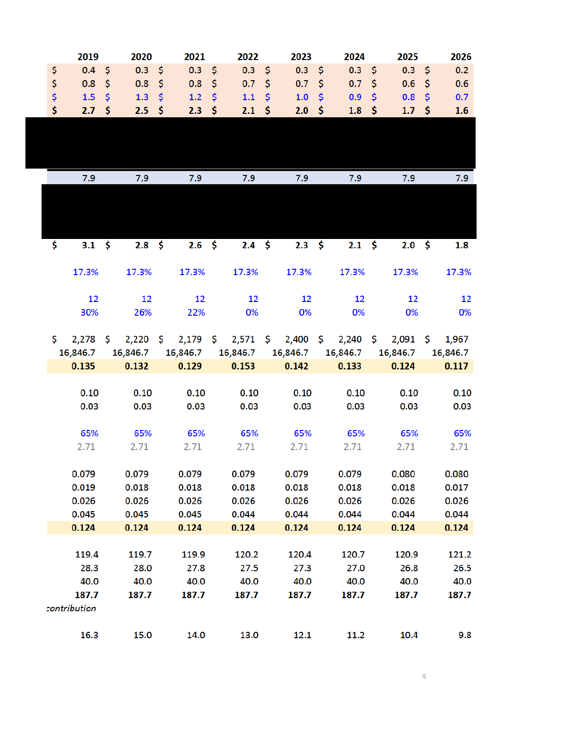| 2019 | 2020 | 2021 | 2022 | 2023 | 2024 | 2025 | 2026 |
|---|---|---|---|---|---|---|---|
| $ 0.4 | $ 0.3 | $ 0.3 | $ 0.3 | $ 0.3 | $ 0.3 | $ 0.3 | $ 0.2 |
| $ 0.8 | $ 0.8 | $ 0.8 | $ 0.7 | $ 0.7 | $ 0.7 | $ 0.6 | $ 0.6 |
| $ 1.5 | $ 1.3 | $ 1.2 | $ 1.1 | $ 1.0 | $ 0.9 | $ 0.8 | $ 0.7 |
| **$ 2.7** | **$ 2.5** | **$ 2.3** | **$ 2.1** | **$ 2.0** | **$ 1.8** | **$ 1.7** | **$ 1.6** |
| 7.9 | 7.9 | 7.9 | 7.9 | 7.9 | 7.9 | 7.9 | 7.9 |
| **$ 3.1** | **$ 2.8** | **$ 2.6** | **$ 2.4** | **$ 2.3** | **$ 2.1** | **$ 2.0** | **$ 1.8** |
| 17.3% | 17.3% | 17.3% | 17.3% | 17.3% | 17.3% | 17.3% | 17.3% |
| 12 | 12 | 12 | 12 | 12 | 12 | 12 | 12 |
| 30% | 26% | 22% | 0% | 0% | 0% | 0% | 0% |
| $ 2,278 | $ 2,220 | $ 2,179 | $ 2,571 | $ 2,400 | $ 2,240 | $ 2,091 | $ 1,967 |
| 16,846.7 | 16,846.7 | 16,846.7 | 16,846.7 | 16,846.7 | 16,846.7 | 16,846.7 | 16,846.7 |
| **0.135** | **0.132** | **0.129** | **0.153** | **0.142** | **0.133** | **0.124** | **0.117** |
| 0.10 | 0.10 | 0.10 | 0.10 | 0.10 | 0.10 | 0.10 | 0.10 |
| 0.03 | 0.03 | 0.03 | 0.03 | 0.03 | 0.03 | 0.03 | 0.03 |
| 65% | 65% | 65% | 65% | 65% | 65% | 65% | 65% |
| 2.71 | 2.71 | 2.71 | 2.71 | 2.71 | 2.71 | 2.71 | 2.71 |
| 0.079 | 0.079 | 0.079 | 0.079 | 0.079 | 0.079 | 0.080 | 0.080 |
| 0.019 | 0.018 | 0.018 | 0.018 | 0.018 | 0.018 | 0.018 | 0.017 |
| 0.026 | 0.026 | 0.026 | 0.026 | 0.026 | 0.026 | 0.026 | 0.026 |
| 0.045 | 0.045 | 0.045 | 0.044 | 0.044 | 0.044 | 0.044 | 0.044 |
| **0.124** | **0.124** | **0.124** | **0.124** | **0.124** | **0.124** | **0.124** | **0.124** |
| 119.4 | 119.7 | 119.9 | 120.2 | 120.4 | 120.7 | 120.9 | 121.2 |
| 28.3 | 28.0 | 27.8 | 27.5 | 27.3 | 27.0 | 26.8 | 26.5 |
| 40.0 | 40.0 | 40.0 | 40.0 | 40.0 | 40.0 | 40.0 | 40.0 |
| **187.7** | **187.7** | **187.7** | **187.7** | **187.7** | **187.7** | **187.7** | **187.7** |

*contribution*

| 2019 | 2020 | 2021 | 2022 | 2023 | 2024 | 2025 | 2026 |
|---|---|---|---|---|---|---|---|
| 16.3 | 15.0 | 14.0 | 13.0 | 12.1 | 11.2 | 10.4 | 9.8 |

x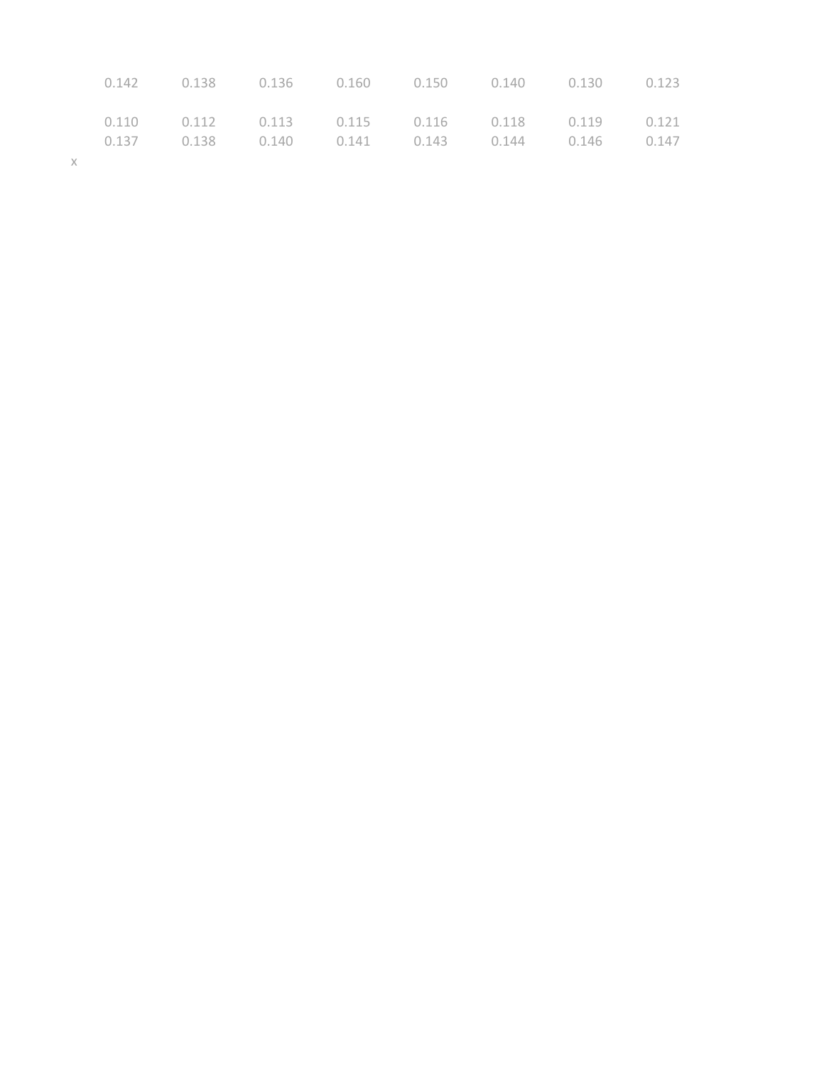| | | | | | | | |
|---|---|---|---|---|---|---|---|
| 0.142 | 0.138 | 0.136 | 0.160 | 0.150 | 0.140 | 0.130 | 0.123 |
| | | | | | | | |
| 0.110 | 0.112 | 0.113 | 0.115 | 0.116 | 0.118 | 0.119 | 0.121 |
| 0.137 | 0.138 | 0.140 | 0.141 | 0.143 | 0.144 | 0.146 | 0.147 |

x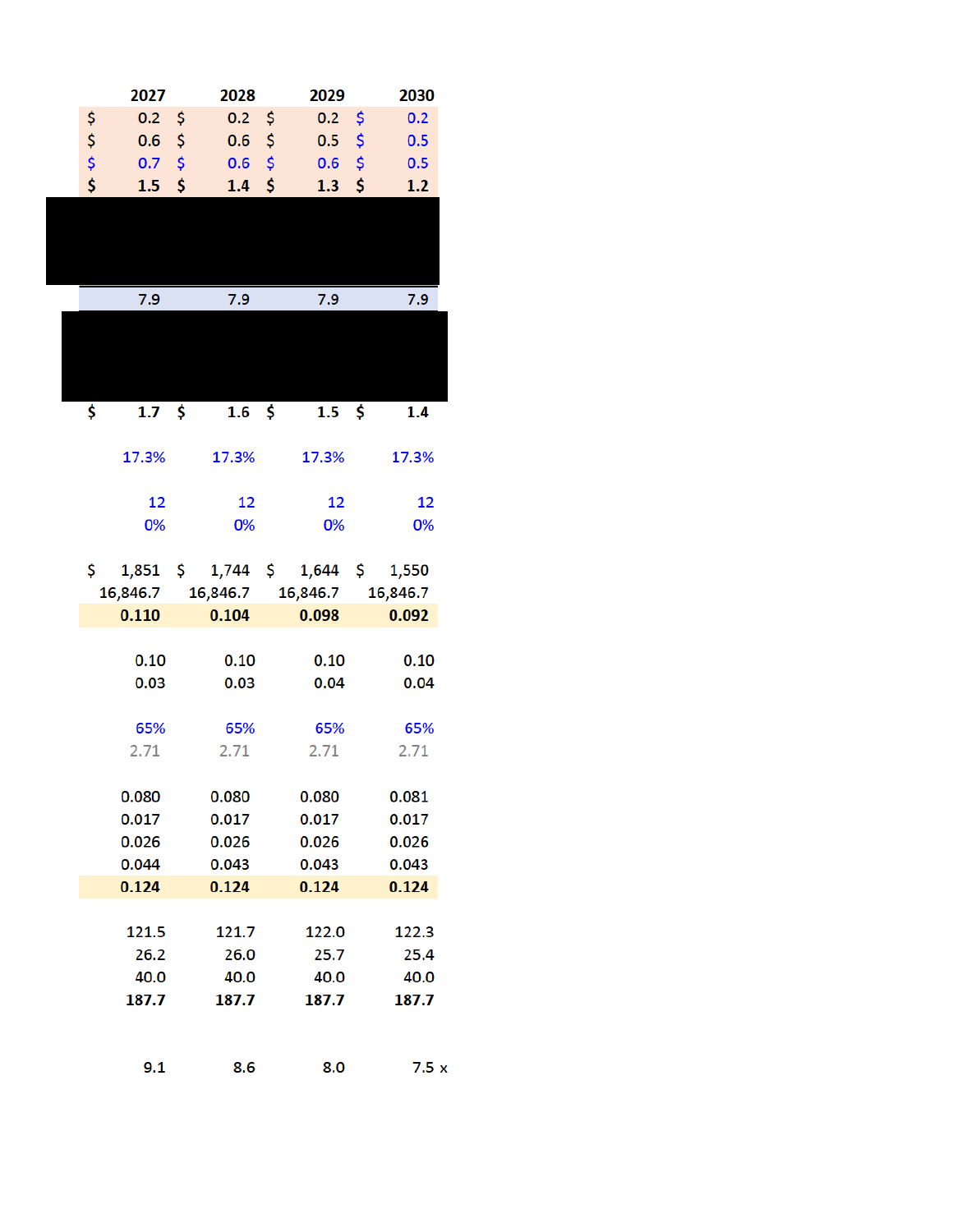| 2027 | 2028 | 2029 | 2030 |
|---|---|---|---|
| $ 0.2 | $ 0.2 | $ 0.2 | $ 0.2 |
| $ 0.6 | $ 0.6 | $ 0.5 | $ 0.5 |
| $ 0.7 | $ 0.6 | $ 0.6 | $ 0.5 |
| **$ 1.5** | **$ 1.4** | **$ 1.3** | **$ 1.2** |
| 7.9 | 7.9 | 7.9 | 7.9 |
| **$ 1.7** | **$ 1.6** | **$ 1.5** | **$ 1.4** |
| | | | |
| 17.3% | 17.3% | 17.3% | 17.3% |
| | | | |
| 12 | 12 | 12 | 12 |
| 0% | 0% | 0% | 0% |
| | | | |
| $ 1,851 | $ 1,744 | $ 1,644 | $ 1,550 |
| 16,846.7 | 16,846.7 | 16,846.7 | 16,846.7 |
| **0.110** | **0.104** | **0.098** | **0.092** |
| | | | |
| 0.10 | 0.10 | 0.10 | 0.10 |
| 0.03 | 0.03 | 0.04 | 0.04 |
| | | | |
| 65% | 65% | 65% | 65% |
| 2.71 | 2.71 | 2.71 | 2.71 |
| | | | |
| 0.080 | 0.080 | 0.080 | 0.081 |
| 0.017 | 0.017 | 0.017 | 0.017 |
| 0.026 | 0.026 | 0.026 | 0.026 |
| 0.044 | 0.043 | 0.043 | 0.043 |
| **0.124** | **0.124** | **0.124** | **0.124** |
| | | | |
| 121.5 | 121.7 | 122.0 | 122.3 |
| 26.2 | 26.0 | 25.7 | 25.4 |
| 40.0 | 40.0 | 40.0 | 40.0 |
| **187.7** | **187.7** | **187.7** | **187.7** |
| | | | |
| 9.1 | 8.6 | 8.0 | 7.5 x |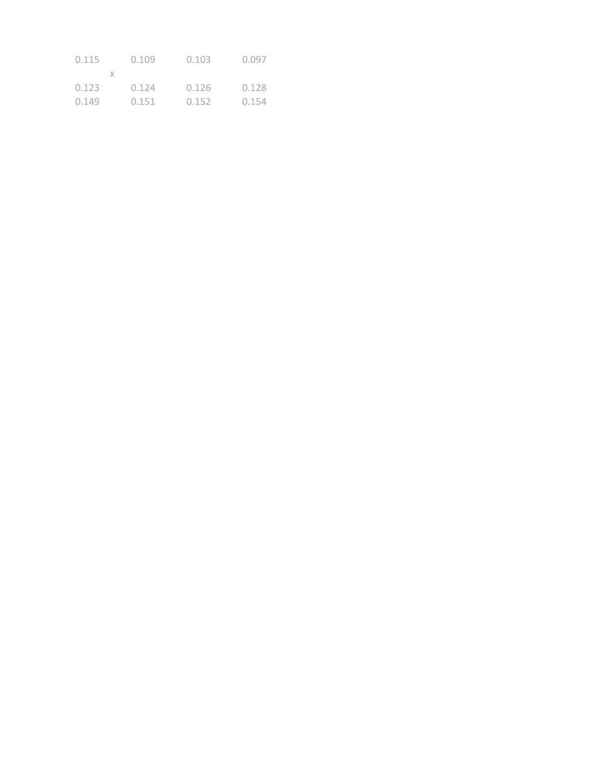| | | | |
|---|---|---|---|
| 0.115 | 0.109 | 0.103 | 0.097 |
| x | | | |
| 0.123 | 0.124 | 0.126 | 0.128 |
| 0.149 | 0.151 | 0.152 | 0.154 |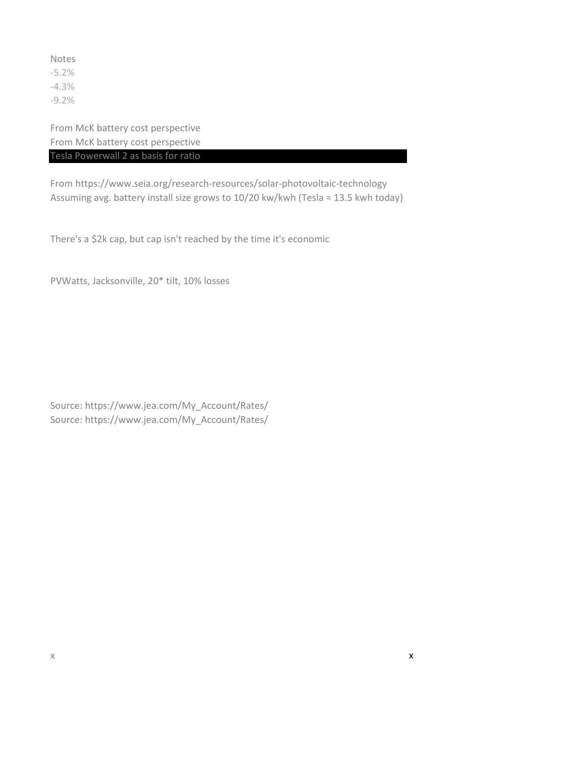Notes

-5.2%

-4.3%

-9.2%

From McK battery cost perspective

From McK battery cost perspective

Tesla Powerwall 2 as basis for ratio

From https://www.seia.org/research-resources/solar-photovoltaic-technology

Assuming avg. battery install size grows to 10/20 kw/kwh (Tesla = 13.5 kwh today)

There's a $2k cap, but cap isn't reached by the time it's economic

PVWatts, Jacksonville, 20* tilt, 10% losses

Source: https://www.jea.com/My_Account/Rates/

Source: https://www.jea.com/My_Account/Rates/

x x